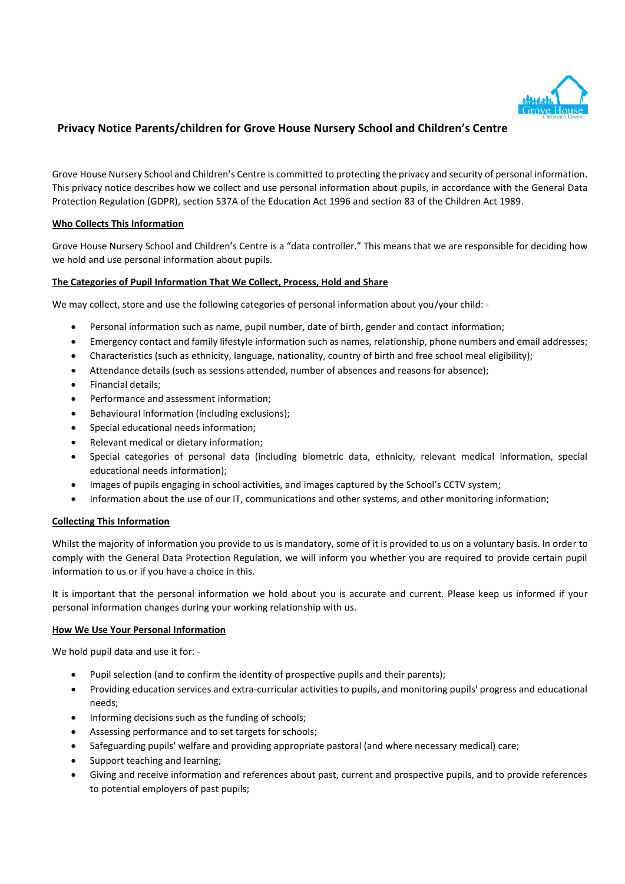# Privacy Notice Parents/children for Grove House Nursery School and Children's Centre

Grove House Nursery School and Children's Centre is committed to protecting the privacy and security of personal information. This privacy notice describes how we collect and use personal information about pupils, in accordance with the General Data Protection Regulation (GDPR), section 537A of the Education Act 1996 and section 83 of the Children Act 1989.

## Who Collects This Information

Grove House Nursery School and Children's Centre is a "data controller." This means that we are responsible for deciding how we hold and use personal information about pupils.

## The Categories of Pupil Information That We Collect, Process, Hold and Share

We may collect, store and use the following categories of personal information about you/your child: -

- Personal information such as name, pupil number, date of birth, gender and contact information;
- Emergency contact and family lifestyle information such as names, relationship, phone numbers and email addresses;
- Characteristics (such as ethnicity, language, nationality, country of birth and free school meal eligibility);
- Attendance details (such as sessions attended, number of absences and reasons for absence);
- Financial details;
- Performance and assessment information;
- Behavioural information (including exclusions);
- Special educational needs information;
- Relevant medical or dietary information;
- Special categories of personal data (including biometric data, ethnicity, relevant medical information, special educational needs information);
- Images of pupils engaging in school activities, and images captured by the School's CCTV system;
- Information about the use of our IT, communications and other systems, and other monitoring information;

## Collecting This Information

Whilst the majority of information you provide to us is mandatory, some of it is provided to us on a voluntary basis. In order to comply with the General Data Protection Regulation, we will inform you whether you are required to provide certain pupil information to us or if you have a choice in this.

It is important that the personal information we hold about you is accurate and current. Please keep us informed if your personal information changes during your working relationship with us.

## How We Use Your Personal Information

We hold pupil data and use it for: -

- Pupil selection (and to confirm the identity of prospective pupils and their parents);
- Providing education services and extra-curricular activities to pupils, and monitoring pupils' progress and educational needs;
- Informing decisions such as the funding of schools;
- Assessing performance and to set targets for schools;
- Safeguarding pupils' welfare and providing appropriate pastoral (and where necessary medical) care;
- Support teaching and learning;
- Giving and receive information and references about past, current and prospective pupils, and to provide references to potential employers of past pupils;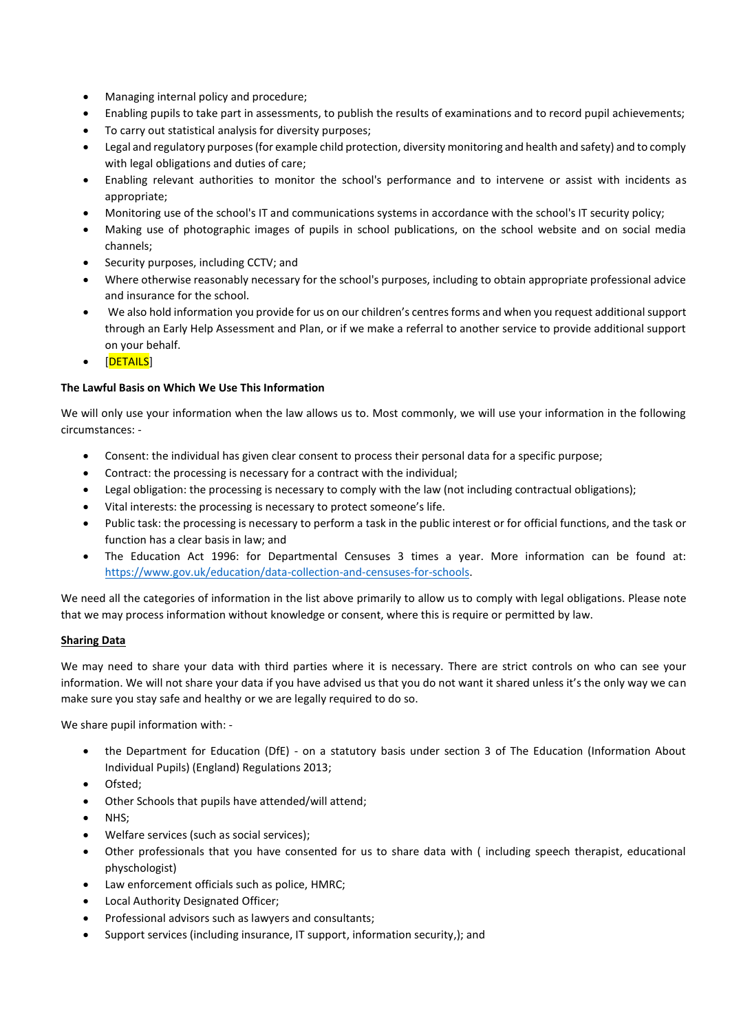- Managing internal policy and procedure;
- Enabling pupils to take part in assessments, to publish the results of examinations and to record pupil achievements;
- To carry out statistical analysis for diversity purposes;
- Legal and regulatory purposes (for example child protection, diversity monitoring and health and safety) and to comply with legal obligations and duties of care;
- Enabling relevant authorities to monitor the school's performance and to intervene or assist with incidents as appropriate;
- Monitoring use of the school's IT and communications systems in accordance with the school's IT security policy;
- Making use of photographic images of pupils in school publications, on the school website and on social media channels;
- Security purposes, including CCTV; and
- Where otherwise reasonably necessary for the school's purposes, including to obtain appropriate professional advice and insurance for the school.
- We also hold information you provide for us on our children's centres forms and when you request additional support through an Early Help Assessment and Plan, or if we make a referral to another service to provide additional support on your behalf.
- [DETAILS]

**The Lawful Basis on Which We Use This Information**

We will only use your information when the law allows us to. Most commonly, we will use your information in the following circumstances: -

- Consent: the individual has given clear consent to process their personal data for a specific purpose;
- Contract: the processing is necessary for a contract with the individual;
- Legal obligation: the processing is necessary to comply with the law (not including contractual obligations);
- Vital interests: the processing is necessary to protect someone's life.
- Public task: the processing is necessary to perform a task in the public interest or for official functions, and the task or function has a clear basis in law; and
- The Education Act 1996: for Departmental Censuses 3 times a year. More information can be found at: https://www.gov.uk/education/data-collection-and-censuses-for-schools.

We need all the categories of information in the list above primarily to allow us to comply with legal obligations. Please note that we may process information without knowledge or consent, where this is require or permitted by law.

**Sharing Data**

We may need to share your data with third parties where it is necessary. There are strict controls on who can see your information. We will not share your data if you have advised us that you do not want it shared unless it's the only way we can make sure you stay safe and healthy or we are legally required to do so.

We share pupil information with: -

- the Department for Education (DfE) - on a statutory basis under section 3 of The Education (Information About Individual Pupils) (England) Regulations 2013;
- Ofsted;
- Other Schools that pupils have attended/will attend;
- NHS;
- Welfare services (such as social services);
- Other professionals that you have consented for us to share data with ( including speech therapist, educational physchologist)
- Law enforcement officials such as police, HMRC;
- Local Authority Designated Officer;
- Professional advisors such as lawyers and consultants;
- Support services (including insurance, IT support, information security,); and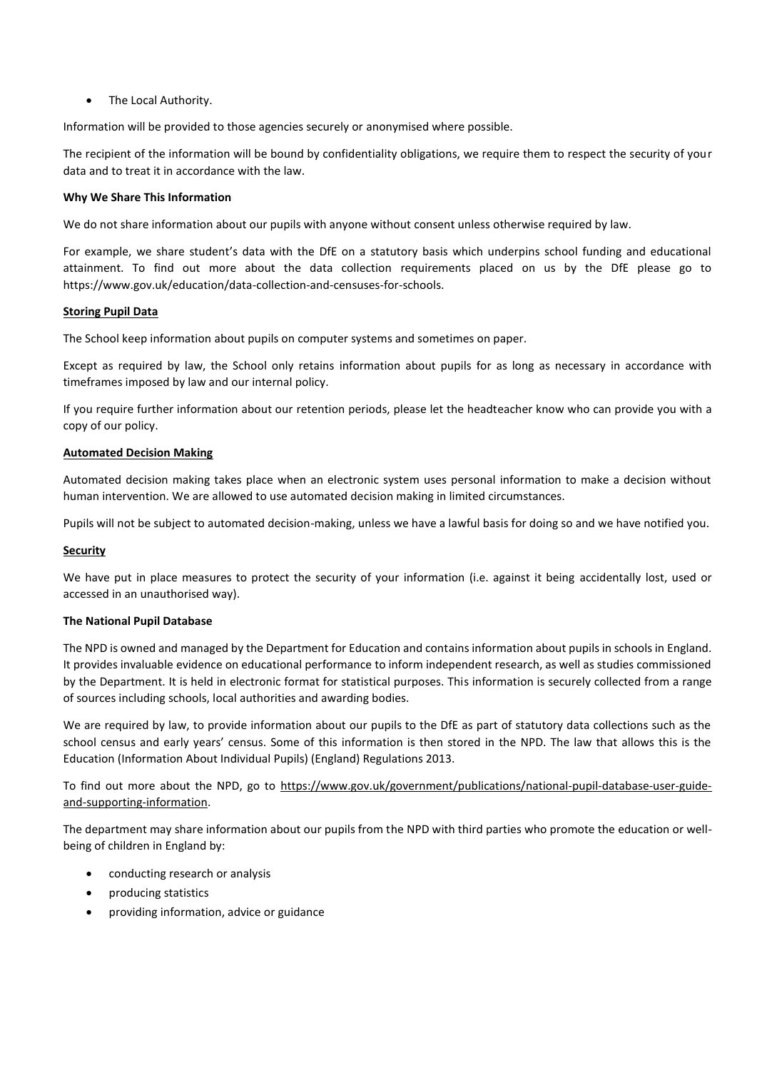- The Local Authority.

Information will be provided to those agencies securely or anonymised where possible.

The recipient of the information will be bound by confidentiality obligations, we require them to respect the security of your data and to treat it in accordance with the law.

**Why We Share This Information**

We do not share information about our pupils with anyone without consent unless otherwise required by law.

For example, we share student's data with the DfE on a statutory basis which underpins school funding and educational attainment. To find out more about the data collection requirements placed on us by the DfE please go to https://www.gov.uk/education/data-collection-and-censuses-for-schools.

**Storing Pupil Data**

The School keep information about pupils on computer systems and sometimes on paper.

Except as required by law, the School only retains information about pupils for as long as necessary in accordance with timeframes imposed by law and our internal policy.

If you require further information about our retention periods, please let the headteacher know who can provide you with a copy of our policy.

**Automated Decision Making**

Automated decision making takes place when an electronic system uses personal information to make a decision without human intervention. We are allowed to use automated decision making in limited circumstances.

Pupils will not be subject to automated decision-making, unless we have a lawful basis for doing so and we have notified you.

**Security**

We have put in place measures to protect the security of your information (i.e. against it being accidentally lost, used or accessed in an unauthorised way).

**The National Pupil Database**

The NPD is owned and managed by the Department for Education and contains information about pupils in schools in England. It provides invaluable evidence on educational performance to inform independent research, as well as studies commissioned by the Department. It is held in electronic format for statistical purposes. This information is securely collected from a range of sources including schools, local authorities and awarding bodies.

We are required by law, to provide information about our pupils to the DfE as part of statutory data collections such as the school census and early years' census. Some of this information is then stored in the NPD. The law that allows this is the Education (Information About Individual Pupils) (England) Regulations 2013.

To find out more about the NPD, go to https://www.gov.uk/government/publications/national-pupil-database-user-guide-and-supporting-information.

The department may share information about our pupils from the NPD with third parties who promote the education or well-being of children in England by:

- conducting research or analysis
- producing statistics
- providing information, advice or guidance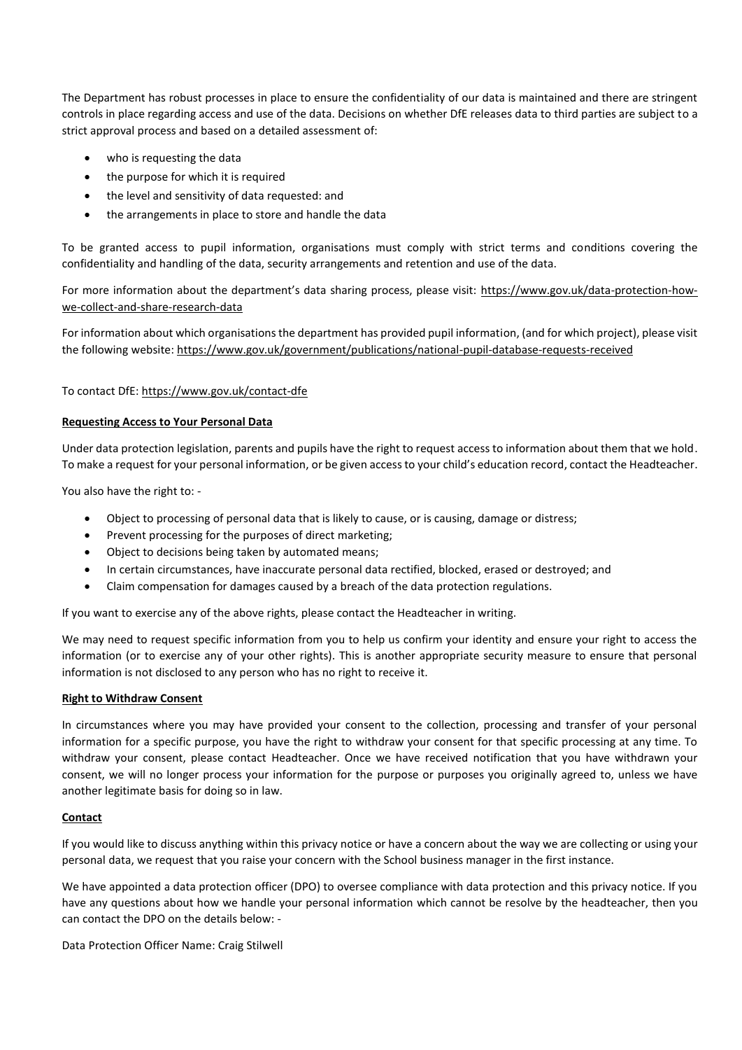The Department has robust processes in place to ensure the confidentiality of our data is maintained and there are stringent controls in place regarding access and use of the data. Decisions on whether DfE releases data to third parties are subject to a strict approval process and based on a detailed assessment of:

- who is requesting the data
- the purpose for which it is required
- the level and sensitivity of data requested: and
- the arrangements in place to store and handle the data

To be granted access to pupil information, organisations must comply with strict terms and conditions covering the confidentiality and handling of the data, security arrangements and retention and use of the data.

For more information about the department's data sharing process, please visit: https://www.gov.uk/data-protection-how-we-collect-and-share-research-data

For information about which organisations the department has provided pupil information, (and for which project), please visit the following website: https://www.gov.uk/government/publications/national-pupil-database-requests-received

To contact DfE: https://www.gov.uk/contact-dfe

**Requesting Access to Your Personal Data**

Under data protection legislation, parents and pupils have the right to request access to information about them that we hold. To make a request for your personal information, or be given access to your child's education record, contact the Headteacher.

You also have the right to: -

- Object to processing of personal data that is likely to cause, or is causing, damage or distress;
- Prevent processing for the purposes of direct marketing;
- Object to decisions being taken by automated means;
- In certain circumstances, have inaccurate personal data rectified, blocked, erased or destroyed; and
- Claim compensation for damages caused by a breach of the data protection regulations.

If you want to exercise any of the above rights, please contact the Headteacher in writing.

We may need to request specific information from you to help us confirm your identity and ensure your right to access the information (or to exercise any of your other rights). This is another appropriate security measure to ensure that personal information is not disclosed to any person who has no right to receive it.

**Right to Withdraw Consent**

In circumstances where you may have provided your consent to the collection, processing and transfer of your personal information for a specific purpose, you have the right to withdraw your consent for that specific processing at any time. To withdraw your consent, please contact Headteacher. Once we have received notification that you have withdrawn your consent, we will no longer process your information for the purpose or purposes you originally agreed to, unless we have another legitimate basis for doing so in law.

**Contact**

If you would like to discuss anything within this privacy notice or have a concern about the way we are collecting or using your personal data, we request that you raise your concern with the School business manager in the first instance.

We have appointed a data protection officer (DPO) to oversee compliance with data protection and this privacy notice. If you have any questions about how we handle your personal information which cannot be resolve by the headteacher, then you can contact the DPO on the details below: -

Data Protection Officer Name: Craig Stilwell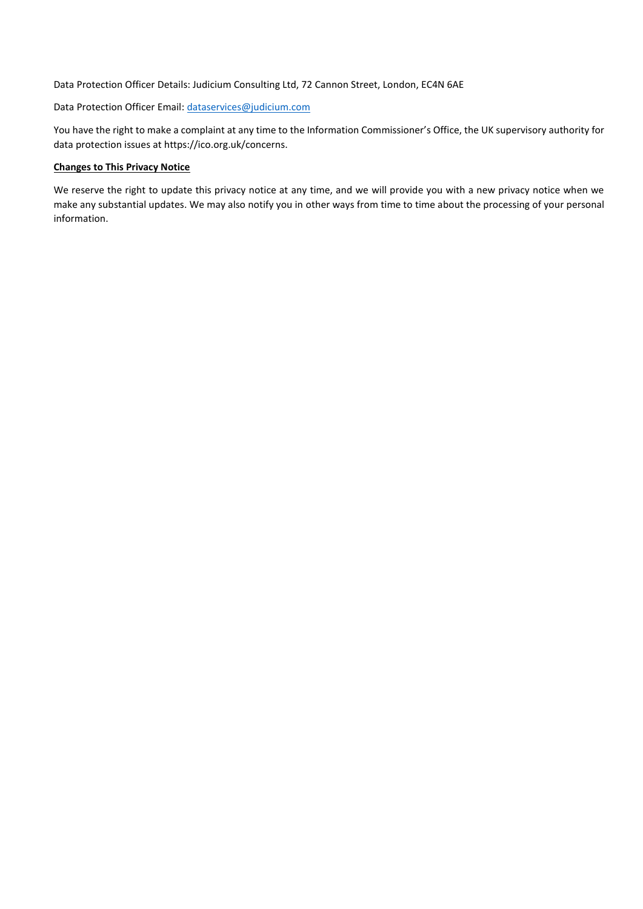Data Protection Officer Details: Judicium Consulting Ltd, 72 Cannon Street, London, EC4N 6AE

Data Protection Officer Email: dataservices@judicium.com

You have the right to make a complaint at any time to the Information Commissioner's Office, the UK supervisory authority for data protection issues at https://ico.org.uk/concerns.

**Changes to This Privacy Notice**

We reserve the right to update this privacy notice at any time, and we will provide you with a new privacy notice when we make any substantial updates. We may also notify you in other ways from time to time about the processing of your personal information.